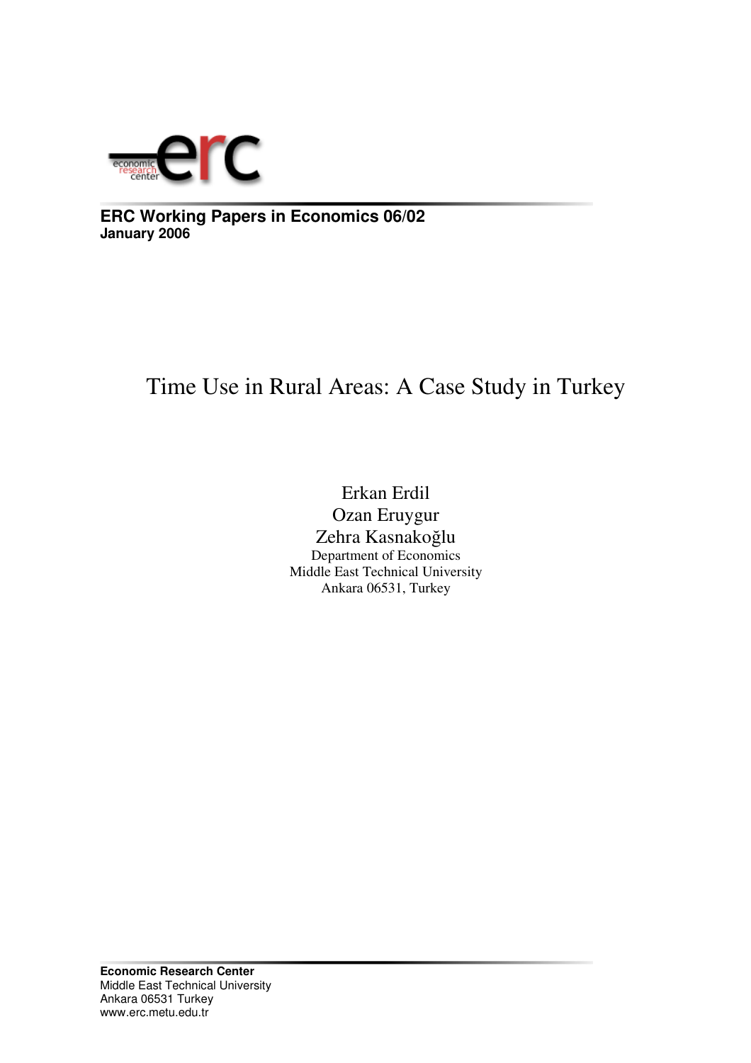**ERC Working Papers in Economics 06/02**
**January 2006**

# Time Use in Rural Areas: A Case Study in Turkey

Erkan Erdil
Ozan Eruygur
Zehra Kasnakoğlu
Department of Economics
Middle East Technical University
Ankara 06531, Turkey

**Economic Research Center**
Middle East Technical University
Ankara 06531 Turkey
www.erc.metu.edu.tr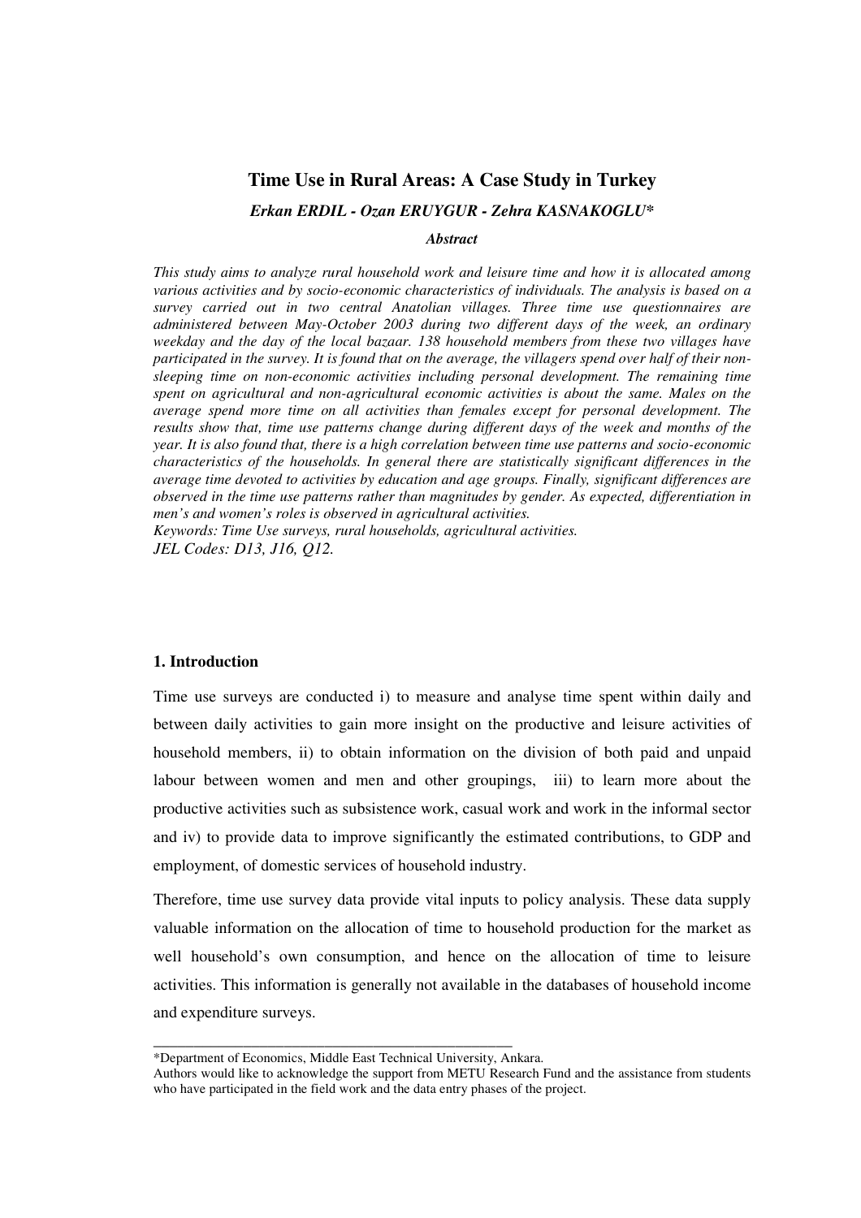# Time Use in Rural Areas: A Case Study in Turkey

***Erkan ERDIL - Ozan ERUYGUR - Zehra KASNAKOGLU****

***Abstract***

*This study aims to analyze rural household work and leisure time and how it is allocated among various activities and by socio-economic characteristics of individuals. The analysis is based on a survey carried out in two central Anatolian villages. Three time use questionnaires are administered between May-October 2003 during two different days of the week, an ordinary weekday and the day of the local bazaar. 138 household members from these two villages have participated in the survey. It is found that on the average, the villagers spend over half of their non-sleeping time on non-economic activities including personal development. The remaining time spent on agricultural and non-agricultural economic activities is about the same. Males on the average spend more time on all activities than females except for personal development. The results show that, time use patterns change during different days of the week and months of the year. It is also found that, there is a high correlation between time use patterns and socio-economic characteristics of the households. In general there are statistically significant differences in the average time devoted to activities by education and age groups. Finally, significant differences are observed in the time use patterns rather than magnitudes by gender. As expected, differentiation in men's and women's roles is observed in agricultural activities.*

*Keywords: Time Use surveys, rural households, agricultural activities.*

*JEL Codes: D13, J16, Q12.*

## 1. Introduction

Time use surveys are conducted i) to measure and analyse time spent within daily and between daily activities to gain more insight on the productive and leisure activities of household members, ii) to obtain information on the division of both paid and unpaid labour between women and men and other groupings, iii) to learn more about the productive activities such as subsistence work, casual work and work in the informal sector and iv) to provide data to improve significantly the estimated contributions, to GDP and employment, of domestic services of household industry.

Therefore, time use survey data provide vital inputs to policy analysis. These data supply valuable information on the allocation of time to household production for the market as well household's own consumption, and hence on the allocation of time to leisure activities. This information is generally not available in the databases of household income and expenditure surveys.

---

*Department of Economics, Middle East Technical University, Ankara.

Authors would like to acknowledge the support from METU Research Fund and the assistance from students who have participated in the field work and the data entry phases of the project.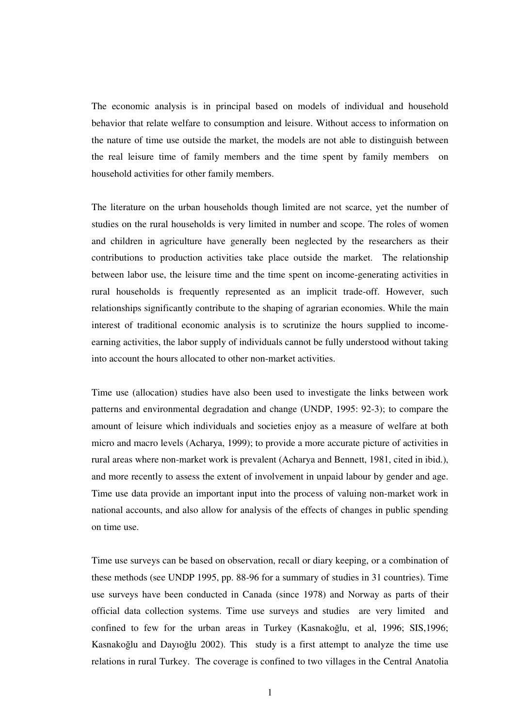The economic analysis is in principal based on models of individual and household behavior that relate welfare to consumption and leisure. Without access to information on the nature of time use outside the market, the models are not able to distinguish between the real leisure time of family members and the time spent by family members on household activities for other family members.

The literature on the urban households though limited are not scarce, yet the number of studies on the rural households is very limited in number and scope. The roles of women and children in agriculture have generally been neglected by the researchers as their contributions to production activities take place outside the market. The relationship between labor use, the leisure time and the time spent on income-generating activities in rural households is frequently represented as an implicit trade-off. However, such relationships significantly contribute to the shaping of agrarian economies. While the main interest of traditional economic analysis is to scrutinize the hours supplied to income-earning activities, the labor supply of individuals cannot be fully understood without taking into account the hours allocated to other non-market activities.

Time use (allocation) studies have also been used to investigate the links between work patterns and environmental degradation and change (UNDP, 1995: 92-3); to compare the amount of leisure which individuals and societies enjoy as a measure of welfare at both micro and macro levels (Acharya, 1999); to provide a more accurate picture of activities in rural areas where non-market work is prevalent (Acharya and Bennett, 1981, cited in ibid.), and more recently to assess the extent of involvement in unpaid labour by gender and age. Time use data provide an important input into the process of valuing non-market work in national accounts, and also allow for analysis of the effects of changes in public spending on time use.

Time use surveys can be based on observation, recall or diary keeping, or a combination of these methods (see UNDP 1995, pp. 88-96 for a summary of studies in 31 countries). Time use surveys have been conducted in Canada (since 1978) and Norway as parts of their official data collection systems. Time use surveys and studies are very limited and confined to few for the urban areas in Turkey (Kasnakoğlu, et al, 1996; SIS,1996; Kasnakoğlu and Dayıoğlu 2002). This study is a first attempt to analyze the time use relations in rural Turkey. The coverage is confined to two villages in the Central Anatolia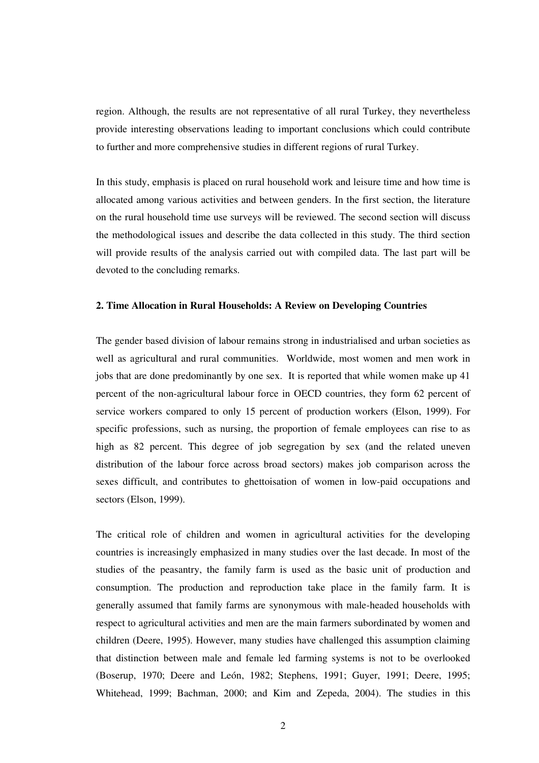region. Although, the results are not representative of all rural Turkey, they nevertheless provide interesting observations leading to important conclusions which could contribute to further and more comprehensive studies in different regions of rural Turkey.

In this study, emphasis is placed on rural household work and leisure time and how time is allocated among various activities and between genders. In the first section, the literature on the rural household time use surveys will be reviewed. The second section will discuss the methodological issues and describe the data collected in this study. The third section will provide results of the analysis carried out with compiled data. The last part will be devoted to the concluding remarks.

## 2. Time Allocation in Rural Households: A Review on Developing Countries

The gender based division of labour remains strong in industrialised and urban societies as well as agricultural and rural communities. Worldwide, most women and men work in jobs that are done predominantly by one sex. It is reported that while women make up 41 percent of the non-agricultural labour force in OECD countries, they form 62 percent of service workers compared to only 15 percent of production workers (Elson, 1999). For specific professions, such as nursing, the proportion of female employees can rise to as high as 82 percent. This degree of job segregation by sex (and the related uneven distribution of the labour force across broad sectors) makes job comparison across the sexes difficult, and contributes to ghettoisation of women in low-paid occupations and sectors (Elson, 1999).

The critical role of children and women in agricultural activities for the developing countries is increasingly emphasized in many studies over the last decade. In most of the studies of the peasantry, the family farm is used as the basic unit of production and consumption. The production and reproduction take place in the family farm. It is generally assumed that family farms are synonymous with male-headed households with respect to agricultural activities and men are the main farmers subordinated by women and children (Deere, 1995). However, many studies have challenged this assumption claiming that distinction between male and female led farming systems is not to be overlooked (Boserup, 1970; Deere and León, 1982; Stephens, 1991; Guyer, 1991; Deere, 1995; Whitehead, 1999; Bachman, 2000; and Kim and Zepeda, 2004). The studies in this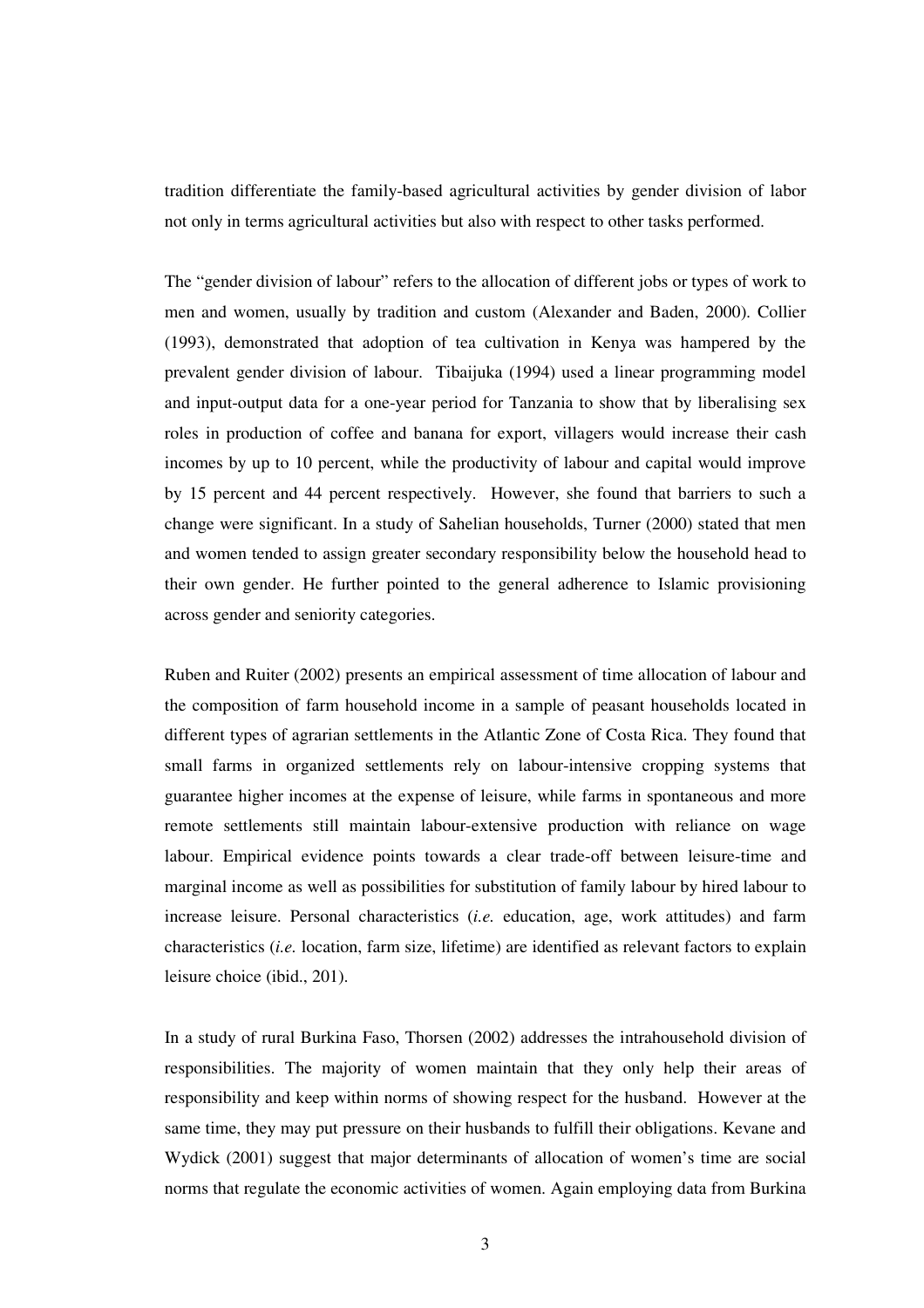tradition differentiate the family-based agricultural activities by gender division of labor not only in terms agricultural activities but also with respect to other tasks performed.

The "gender division of labour" refers to the allocation of different jobs or types of work to men and women, usually by tradition and custom (Alexander and Baden, 2000). Collier (1993), demonstrated that adoption of tea cultivation in Kenya was hampered by the prevalent gender division of labour. Tibaijuka (1994) used a linear programming model and input-output data for a one-year period for Tanzania to show that by liberalising sex roles in production of coffee and banana for export, villagers would increase their cash incomes by up to 10 percent, while the productivity of labour and capital would improve by 15 percent and 44 percent respectively. However, she found that barriers to such a change were significant. In a study of Sahelian households, Turner (2000) stated that men and women tended to assign greater secondary responsibility below the household head to their own gender. He further pointed to the general adherence to Islamic provisioning across gender and seniority categories.

Ruben and Ruiter (2002) presents an empirical assessment of time allocation of labour and the composition of farm household income in a sample of peasant households located in different types of agrarian settlements in the Atlantic Zone of Costa Rica. They found that small farms in organized settlements rely on labour-intensive cropping systems that guarantee higher incomes at the expense of leisure, while farms in spontaneous and more remote settlements still maintain labour-extensive production with reliance on wage labour. Empirical evidence points towards a clear trade-off between leisure-time and marginal income as well as possibilities for substitution of family labour by hired labour to increase leisure. Personal characteristics (*i.e.* education, age, work attitudes) and farm characteristics (*i.e.* location, farm size, lifetime) are identified as relevant factors to explain leisure choice (ibid., 201).

In a study of rural Burkina Faso, Thorsen (2002) addresses the intrahousehold division of responsibilities. The majority of women maintain that they only help their areas of responsibility and keep within norms of showing respect for the husband. However at the same time, they may put pressure on their husbands to fulfill their obligations. Kevane and Wydick (2001) suggest that major determinants of allocation of women's time are social norms that regulate the economic activities of women. Again employing data from Burkina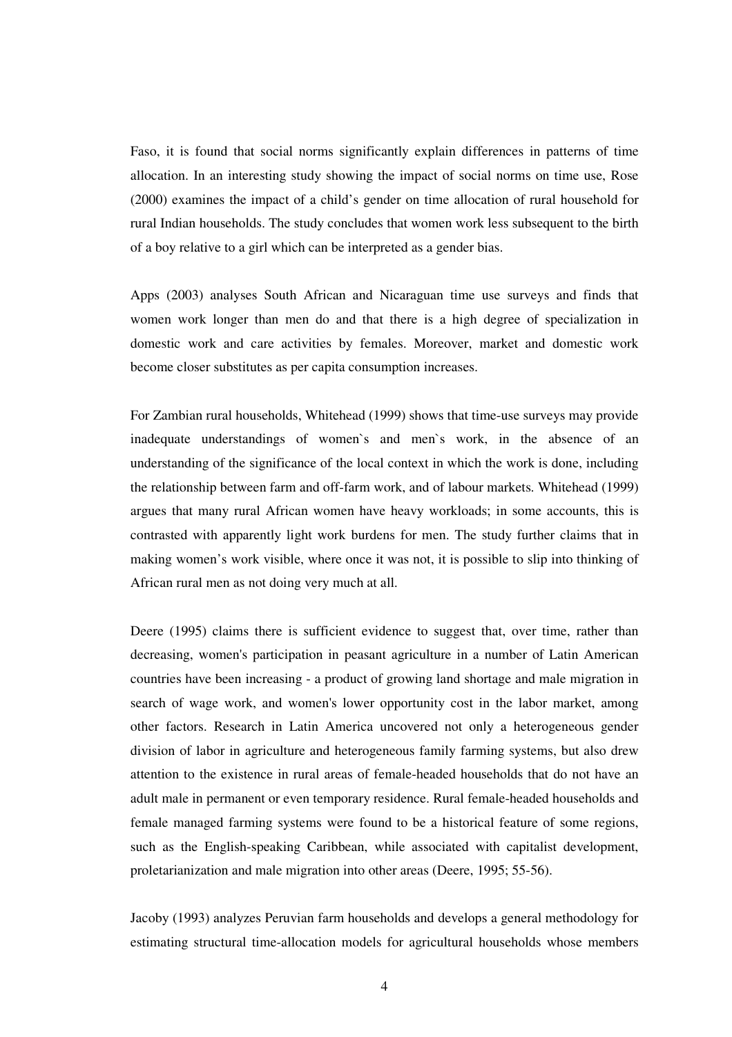Faso, it is found that social norms significantly explain differences in patterns of time allocation. In an interesting study showing the impact of social norms on time use, Rose (2000) examines the impact of a child's gender on time allocation of rural household for rural Indian households. The study concludes that women work less subsequent to the birth of a boy relative to a girl which can be interpreted as a gender bias.

Apps (2003) analyses South African and Nicaraguan time use surveys and finds that women work longer than men do and that there is a high degree of specialization in domestic work and care activities by females. Moreover, market and domestic work become closer substitutes as per capita consumption increases.

For Zambian rural households, Whitehead (1999) shows that time-use surveys may provide inadequate understandings of women`s and men`s work, in the absence of an understanding of the significance of the local context in which the work is done, including the relationship between farm and off-farm work, and of labour markets. Whitehead (1999) argues that many rural African women have heavy workloads; in some accounts, this is contrasted with apparently light work burdens for men. The study further claims that in making women's work visible, where once it was not, it is possible to slip into thinking of African rural men as not doing very much at all.

Deere (1995) claims there is sufficient evidence to suggest that, over time, rather than decreasing, women's participation in peasant agriculture in a number of Latin American countries have been increasing - a product of growing land shortage and male migration in search of wage work, and women's lower opportunity cost in the labor market, among other factors. Research in Latin America uncovered not only a heterogeneous gender division of labor in agriculture and heterogeneous family farming systems, but also drew attention to the existence in rural areas of female-headed households that do not have an adult male in permanent or even temporary residence. Rural female-headed households and female managed farming systems were found to be a historical feature of some regions, such as the English-speaking Caribbean, while associated with capitalist development, proletarianization and male migration into other areas (Deere, 1995; 55-56).

Jacoby (1993) analyzes Peruvian farm households and develops a general methodology for estimating structural time-allocation models for agricultural households whose members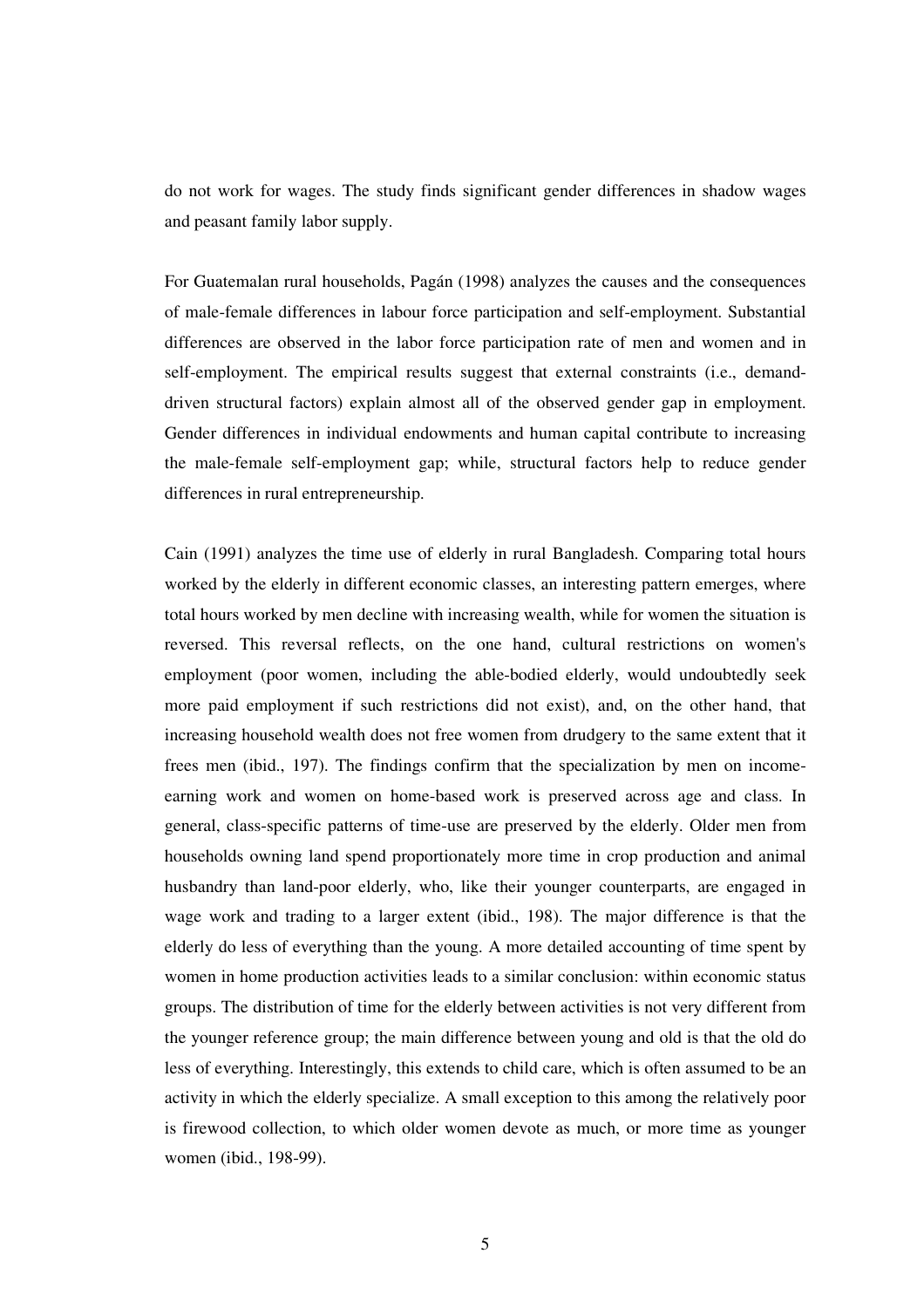do not work for wages. The study finds significant gender differences in shadow wages and peasant family labor supply.

For Guatemalan rural households, Pagán (1998) analyzes the causes and the consequences of male-female differences in labour force participation and self-employment. Substantial differences are observed in the labor force participation rate of men and women and in self-employment. The empirical results suggest that external constraints (i.e., demand-driven structural factors) explain almost all of the observed gender gap in employment. Gender differences in individual endowments and human capital contribute to increasing the male-female self-employment gap; while, structural factors help to reduce gender differences in rural entrepreneurship.

Cain (1991) analyzes the time use of elderly in rural Bangladesh. Comparing total hours worked by the elderly in different economic classes, an interesting pattern emerges, where total hours worked by men decline with increasing wealth, while for women the situation is reversed. This reversal reflects, on the one hand, cultural restrictions on women's employment (poor women, including the able-bodied elderly, would undoubtedly seek more paid employment if such restrictions did not exist), and, on the other hand, that increasing household wealth does not free women from drudgery to the same extent that it frees men (ibid., 197). The findings confirm that the specialization by men on income-earning work and women on home-based work is preserved across age and class. In general, class-specific patterns of time-use are preserved by the elderly. Older men from households owning land spend proportionately more time in crop production and animal husbandry than land-poor elderly, who, like their younger counterparts, are engaged in wage work and trading to a larger extent (ibid., 198). The major difference is that the elderly do less of everything than the young. A more detailed accounting of time spent by women in home production activities leads to a similar conclusion: within economic status groups. The distribution of time for the elderly between activities is not very different from the younger reference group; the main difference between young and old is that the old do less of everything. Interestingly, this extends to child care, which is often assumed to be an activity in which the elderly specialize. A small exception to this among the relatively poor is firewood collection, to which older women devote as much, or more time as younger women (ibid., 198-99).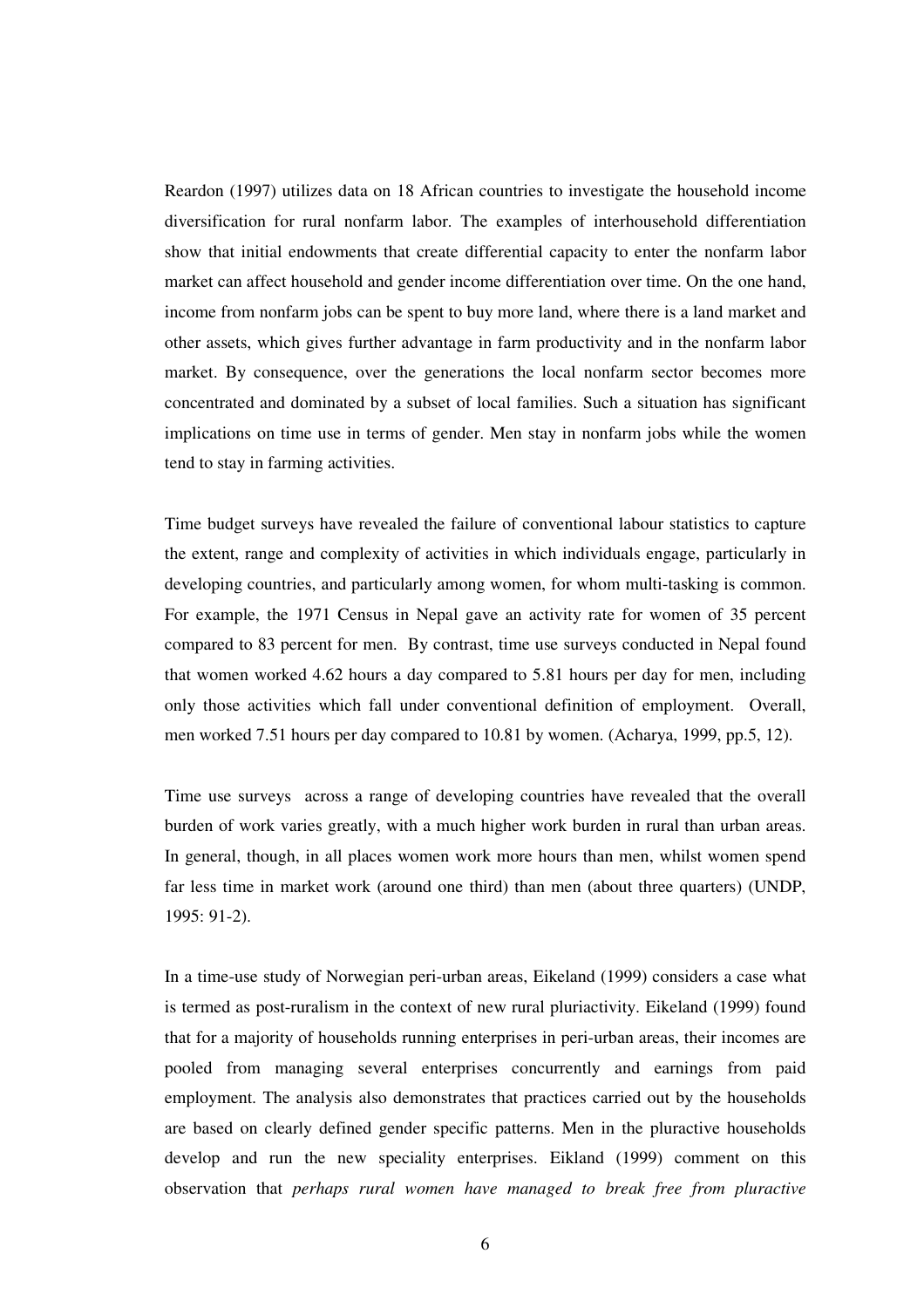Reardon (1997) utilizes data on 18 African countries to investigate the household income diversification for rural nonfarm labor. The examples of interhousehold differentiation show that initial endowments that create differential capacity to enter the nonfarm labor market can affect household and gender income differentiation over time. On the one hand, income from nonfarm jobs can be spent to buy more land, where there is a land market and other assets, which gives further advantage in farm productivity and in the nonfarm labor market. By consequence, over the generations the local nonfarm sector becomes more concentrated and dominated by a subset of local families. Such a situation has significant implications on time use in terms of gender. Men stay in nonfarm jobs while the women tend to stay in farming activities.

Time budget surveys have revealed the failure of conventional labour statistics to capture the extent, range and complexity of activities in which individuals engage, particularly in developing countries, and particularly among women, for whom multi-tasking is common. For example, the 1971 Census in Nepal gave an activity rate for women of 35 percent compared to 83 percent for men. By contrast, time use surveys conducted in Nepal found that women worked 4.62 hours a day compared to 5.81 hours per day for men, including only those activities which fall under conventional definition of employment. Overall, men worked 7.51 hours per day compared to 10.81 by women. (Acharya, 1999, pp.5, 12).

Time use surveys across a range of developing countries have revealed that the overall burden of work varies greatly, with a much higher work burden in rural than urban areas. In general, though, in all places women work more hours than men, whilst women spend far less time in market work (around one third) than men (about three quarters) (UNDP, 1995: 91-2).

In a time-use study of Norwegian peri-urban areas, Eikeland (1999) considers a case what is termed as post-ruralism in the context of new rural pluriactivity. Eikeland (1999) found that for a majority of households running enterprises in peri-urban areas, their incomes are pooled from managing several enterprises concurrently and earnings from paid employment. The analysis also demonstrates that practices carried out by the households are based on clearly defined gender specific patterns. Men in the pluractive households develop and run the new speciality enterprises. Eikland (1999) comment on this observation that *perhaps rural women have managed to break free from pluractive*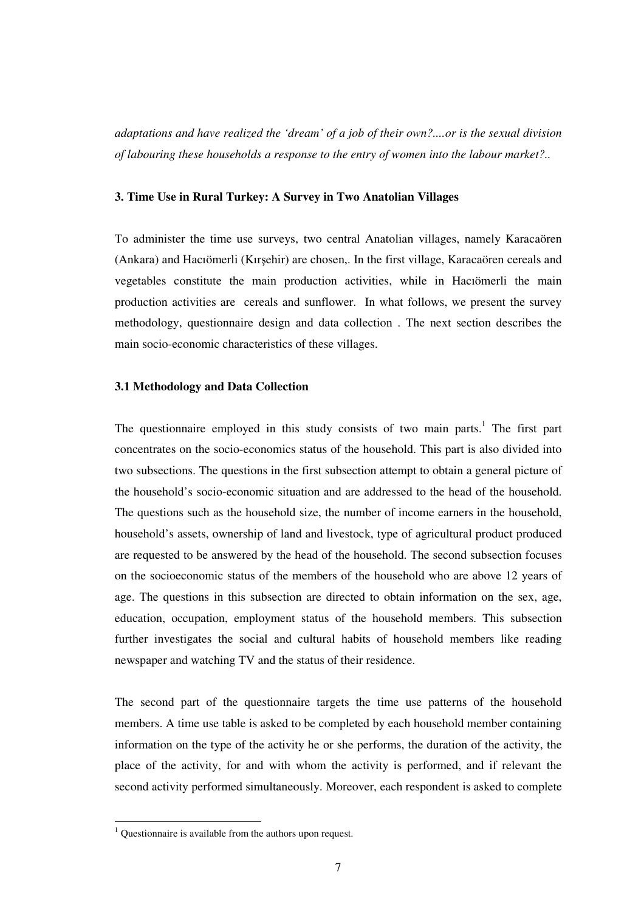*adaptations and have realized the 'dream' of a job of their own?....or is the sexual division of labouring these households a response to the entry of women into the labour market?..*

### 3. Time Use in Rural Turkey: A Survey in Two Anatolian Villages

To administer the time use surveys, two central Anatolian villages, namely Karacaören (Ankara) and Hacıömerli (Kırşehir) are chosen,. In the first village, Karacaören cereals and vegetables constitute the main production activities, while in Hacıömerli the main production activities are cereals and sunflower. In what follows, we present the survey methodology, questionnaire design and data collection . The next section describes the main socio-economic characteristics of these villages.

### 3.1 Methodology and Data Collection

The questionnaire employed in this study consists of two main parts.[1] The first part concentrates on the socio-economics status of the household. This part is also divided into two subsections. The questions in the first subsection attempt to obtain a general picture of the household's socio-economic situation and are addressed to the head of the household. The questions such as the household size, the number of income earners in the household, household's assets, ownership of land and livestock, type of agricultural product produced are requested to be answered by the head of the household. The second subsection focuses on the socioeconomic status of the members of the household who are above 12 years of age. The questions in this subsection are directed to obtain information on the sex, age, education, occupation, employment status of the household members. This subsection further investigates the social and cultural habits of household members like reading newspaper and watching TV and the status of their residence.

The second part of the questionnaire targets the time use patterns of the household members. A time use table is asked to be completed by each household member containing information on the type of the activity he or she performs, the duration of the activity, the place of the activity, for and with whom the activity is performed, and if relevant the second activity performed simultaneously. Moreover, each respondent is asked to complete

[1] Questionnaire is available from the authors upon request.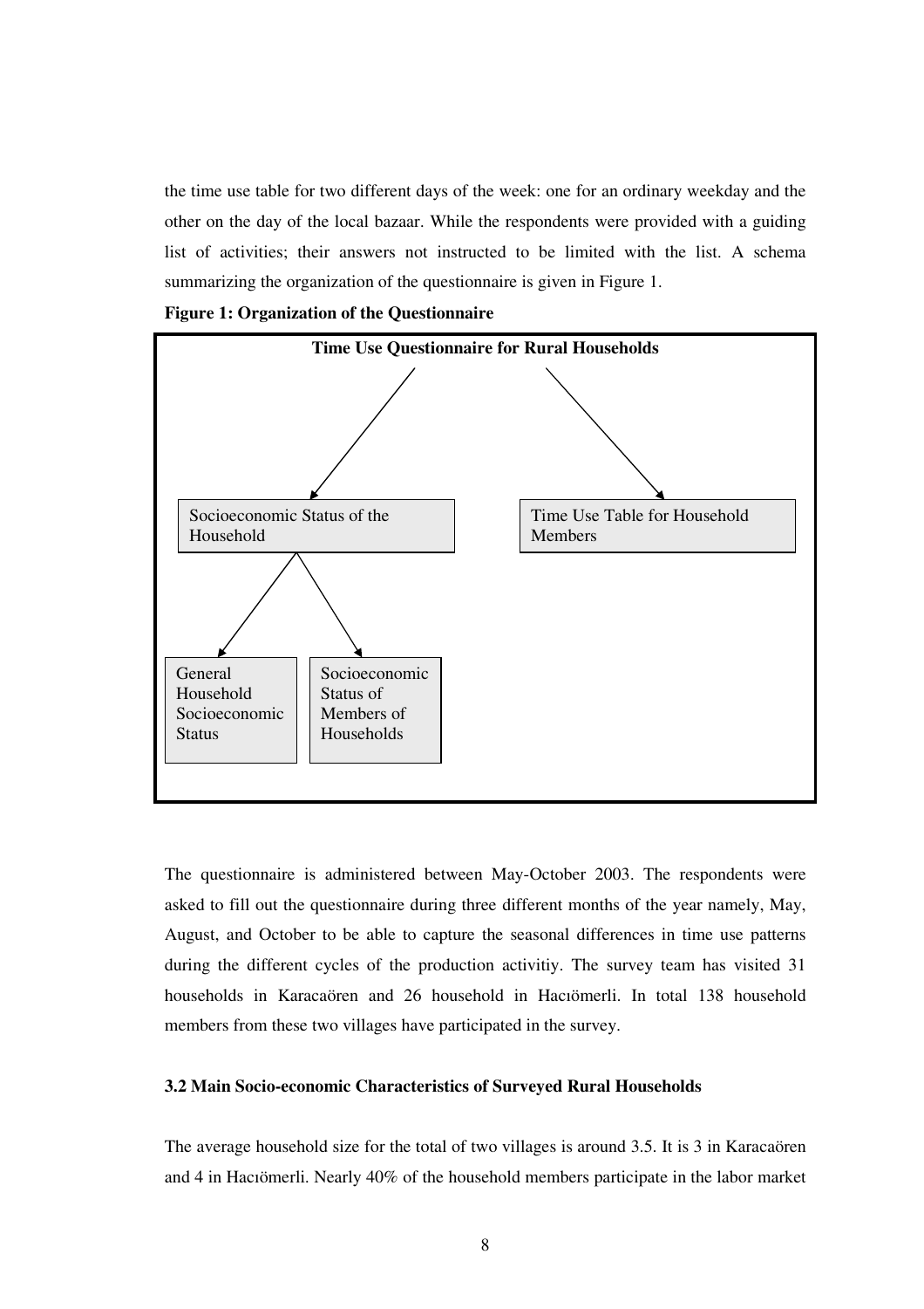the time use table for two different days of the week: one for an ordinary weekday and the other on the day of the local bazaar. While the respondents were provided with a guiding list of activities; their answers not instructed to be limited with the list. A schema summarizing the organization of the questionnaire is given in Figure 1.

**Figure 1: Organization of the Questionnaire**

- **Time Use Questionnaire for Rural Households**
  - Socioeconomic Status of the Household
    - General Household Socioeconomic Status
    - Socioeconomic Status of Members of Households
  - Time Use Table for Household Members

The questionnaire is administered between May-October 2003. The respondents were asked to fill out the questionnaire during three different months of the year namely, May, August, and October to be able to capture the seasonal differences in time use patterns during the different cycles of the production activitiy. The survey team has visited 31 households in Karacaören and 26 household in Hacıömerli. In total 138 household members from these two villages have participated in the survey.

### 3.2 Main Socio-economic Characteristics of Surveyed Rural Households

The average household size for the total of two villages is around 3.5. It is 3 in Karacaören and 4 in Hacıömerli. Nearly 40% of the household members participate in the labor market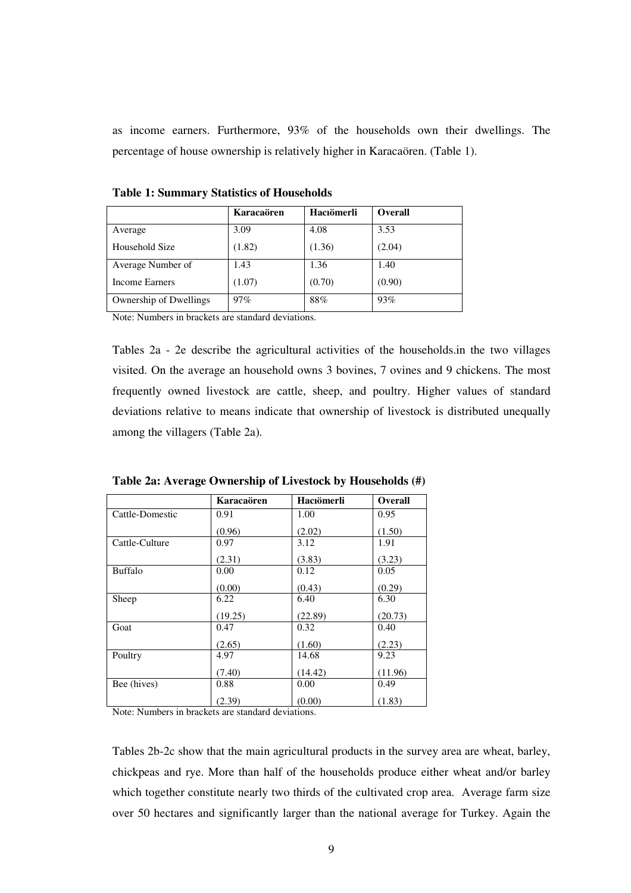as income earners. Furthermore, 93% of the households own their dwellings. The percentage of house ownership is relatively higher in Karacaören. (Table 1).

**Table 1: Summary Statistics of Households**

| | Karacaören | Hacıömerli | Overall |
|---|---|---|---|
| Average Household Size | 3.09 (1.82) | 4.08 (1.36) | 3.53 (2.04) |
| Average Number of Income Earners | 1.43 (1.07) | 1.36 (0.70) | 1.40 (0.90) |
| Ownership of Dwellings | 97% | 88% | 93% |

Note: Numbers in brackets are standard deviations.

Tables 2a - 2e describe the agricultural activities of the households.in the two villages visited. On the average an household owns 3 bovines, 7 ovines and 9 chickens. The most frequently owned livestock are cattle, sheep, and poultry. Higher values of standard deviations relative to means indicate that ownership of livestock is distributed unequally among the villagers (Table 2a).

**Table 2a: Average Ownership of Livestock by Households (#)**

| | Karacaören | Hacıömerli | Overall |
|---|---|---|---|
| Cattle-Domestic | 0.91 (0.96) | 1.00 (2.02) | 0.95 (1.50) |
| Cattle-Culture | 0.97 (2.31) | 3.12 (3.83) | 1.91 (3.23) |
| Buffalo | 0.00 (0.00) | 0.12 (0.43) | 0.05 (0.29) |
| Sheep | 6.22 (19.25) | 6.40 (22.89) | 6.30 (20.73) |
| Goat | 0.47 (2.65) | 0.32 (1.60) | 0.40 (2.23) |
| Poultry | 4.97 (7.40) | 14.68 (14.42) | 9.23 (11.96) |
| Bee (hives) | 0.88 (2.39) | 0.00 (0.00) | 0.49 (1.83) |

Note: Numbers in brackets are standard deviations.

Tables 2b-2c show that the main agricultural products in the survey area are wheat, barley, chickpeas and rye. More than half of the households produce either wheat and/or barley which together constitute nearly two thirds of the cultivated crop area. Average farm size over 50 hectares and significantly larger than the national average for Turkey. Again the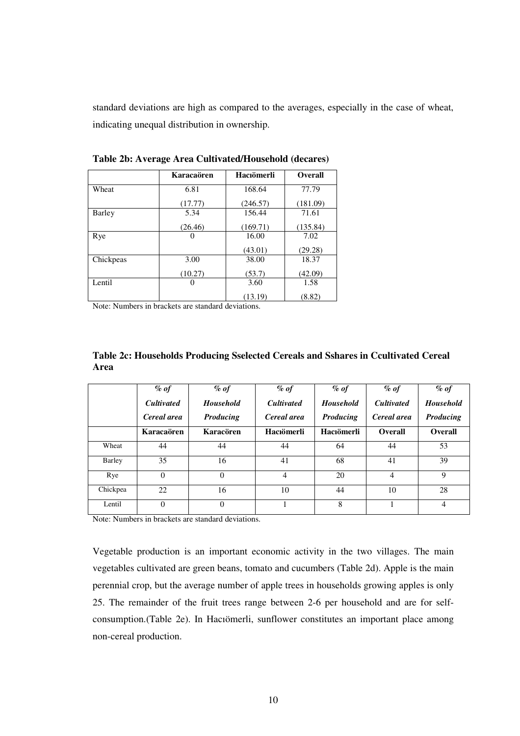standard deviations are high as compared to the averages, especially in the case of wheat, indicating unequal distribution in ownership.

**Table 2b: Average Area Cultivated/Household (decares)**

| | Karacaören | Hacıömerli | Overall |
|---|---|---|---|
| Wheat | 6.81<br>(17.77) | 168.64<br>(246.57) | 77.79<br>(181.09) |
| Barley | 5.34<br>(26.46) | 156.44<br>(169.71) | 71.61<br>(135.84) |
| Rye | 0 | 16.00<br>(43.01) | 7.02<br>(29.28) |
| Chickpeas | 3.00<br>(10.27) | 38.00<br>(53.7) | 18.37<br>(42.09) |
| Lentil | 0 | 3.60<br>(13.19) | 1.58<br>(8.82) |

Note: Numbers in brackets are standard deviations.

**Table 2c: Households Producing Sselected Cereals and Sshares in Ccultivated Cereal Area**

| | *% of Cultivated Cereal area* | *% of Household Producing* | *% of Cultivated Cereal area* | *% of Household Producing* | *% of Cultivated Cereal area* | *% of Household Producing* |
|---|---|---|---|---|---|---|
| | **Karacaören** | **Karacören** | **Hacıömerli** | **Hacıömerli** | **Overall** | **Overall** |
| Wheat | 44 | 44 | 44 | 64 | 44 | 53 |
| Barley | 35 | 16 | 41 | 68 | 41 | 39 |
| Rye | 0 | 0 | 4 | 20 | 4 | 9 |
| Chickpea | 22 | 16 | 10 | 44 | 10 | 28 |
| Lentil | 0 | 0 | 1 | 8 | 1 | 4 |

Note: Numbers in brackets are standard deviations.

Vegetable production is an important economic activity in the two villages. The main vegetables cultivated are green beans, tomato and cucumbers (Table 2d). Apple is the main perennial crop, but the average number of apple trees in households growing apples is only 25. The remainder of the fruit trees range between 2-6 per household and are for self-consumption.(Table 2e). In Hacıömerli, sunflower constitutes an important place among non-cereal production.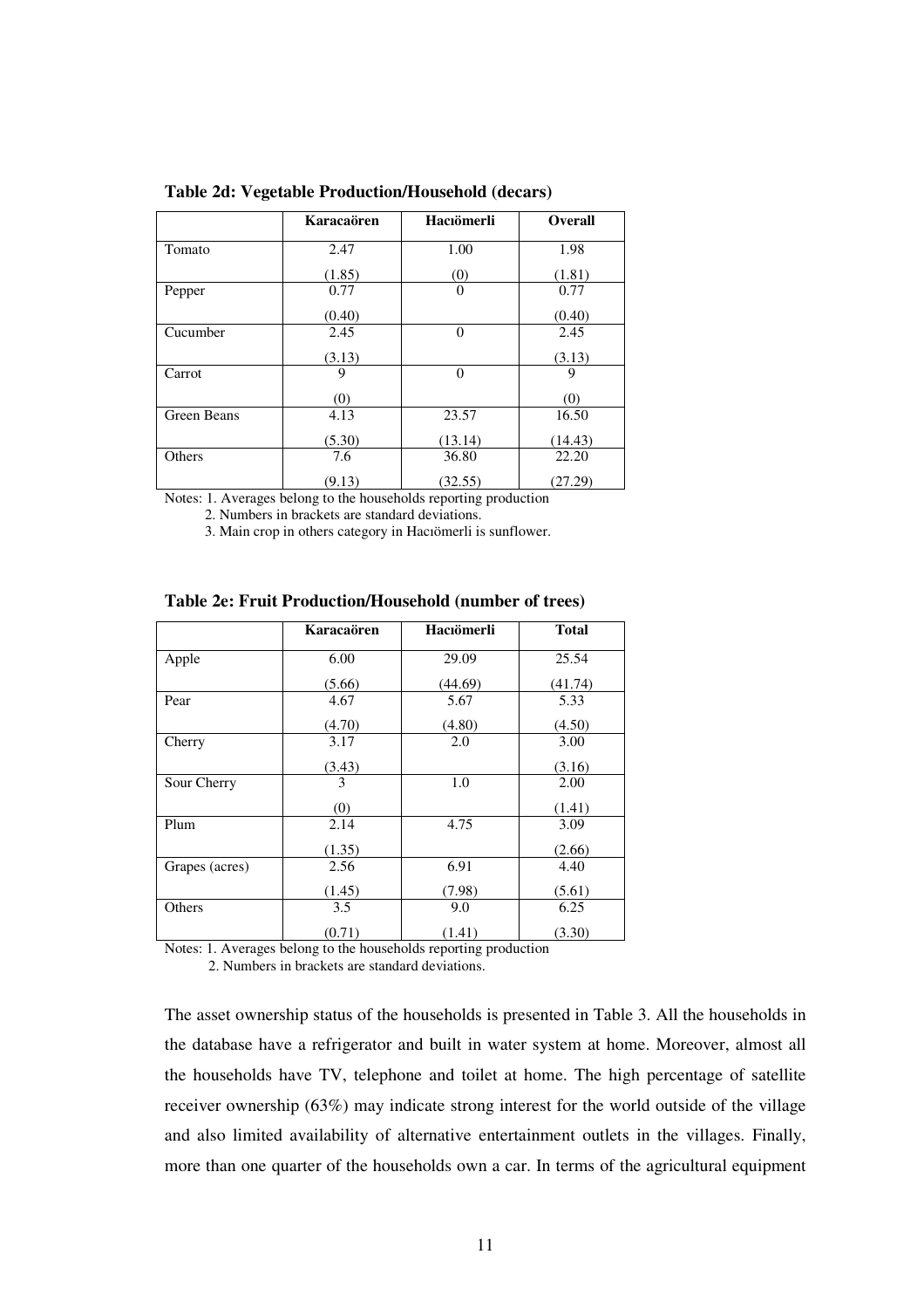**Table 2d: Vegetable Production/Household (decars)**

| | Karacaören | Hacıömerli | Overall |
|---|---|---|---|
| Tomato | 2.47 | 1.00 | 1.98 |
| | (1.85) | (0) | (1.81) |
| Pepper | 0.77 | 0 | 0.77 |
| | (0.40) | | (0.40) |
| Cucumber | 2.45 | 0 | 2.45 |
| | (3.13) | | (3.13) |
| Carrot | 9 | 0 | 9 |
| | (0) | | (0) |
| Green Beans | 4.13 | 23.57 | 16.50 |
| | (5.30) | (13.14) | (14.43) |
| Others | 7.6 | 36.80 | 22.20 |
| | (9.13) | (32.55) | (27.29) |

Notes: 1. Averages belong to the households reporting production
2. Numbers in brackets are standard deviations.
3. Main crop in others category in Hacıömerli is sunflower.

**Table 2e: Fruit Production/Household (number of trees)**

| | Karacaören | Hacıömerli | Total |
|---|---|---|---|
| Apple | 6.00 | 29.09 | 25.54 |
| | (5.66) | (44.69) | (41.74) |
| Pear | 4.67 | 5.67 | 5.33 |
| | (4.70) | (4.80) | (4.50) |
| Cherry | 3.17 | 2.0 | 3.00 |
| | (3.43) | | (3.16) |
| Sour Cherry | 3 | 1.0 | 2.00 |
| | (0) | | (1.41) |
| Plum | 2.14 | 4.75 | 3.09 |
| | (1.35) | | (2.66) |
| Grapes (acres) | 2.56 | 6.91 | 4.40 |
| | (1.45) | (7.98) | (5.61) |
| Others | 3.5 | 9.0 | 6.25 |
| | (0.71) | (1.41) | (3.30) |

Notes: 1. Averages belong to the households reporting production
2. Numbers in brackets are standard deviations.

The asset ownership status of the households is presented in Table 3. All the households in the database have a refrigerator and built in water system at home. Moreover, almost all the households have TV, telephone and toilet at home. The high percentage of satellite receiver ownership (63%) may indicate strong interest for the world outside of the village and also limited availability of alternative entertainment outlets in the villages. Finally, more than one quarter of the households own a car. In terms of the agricultural equipment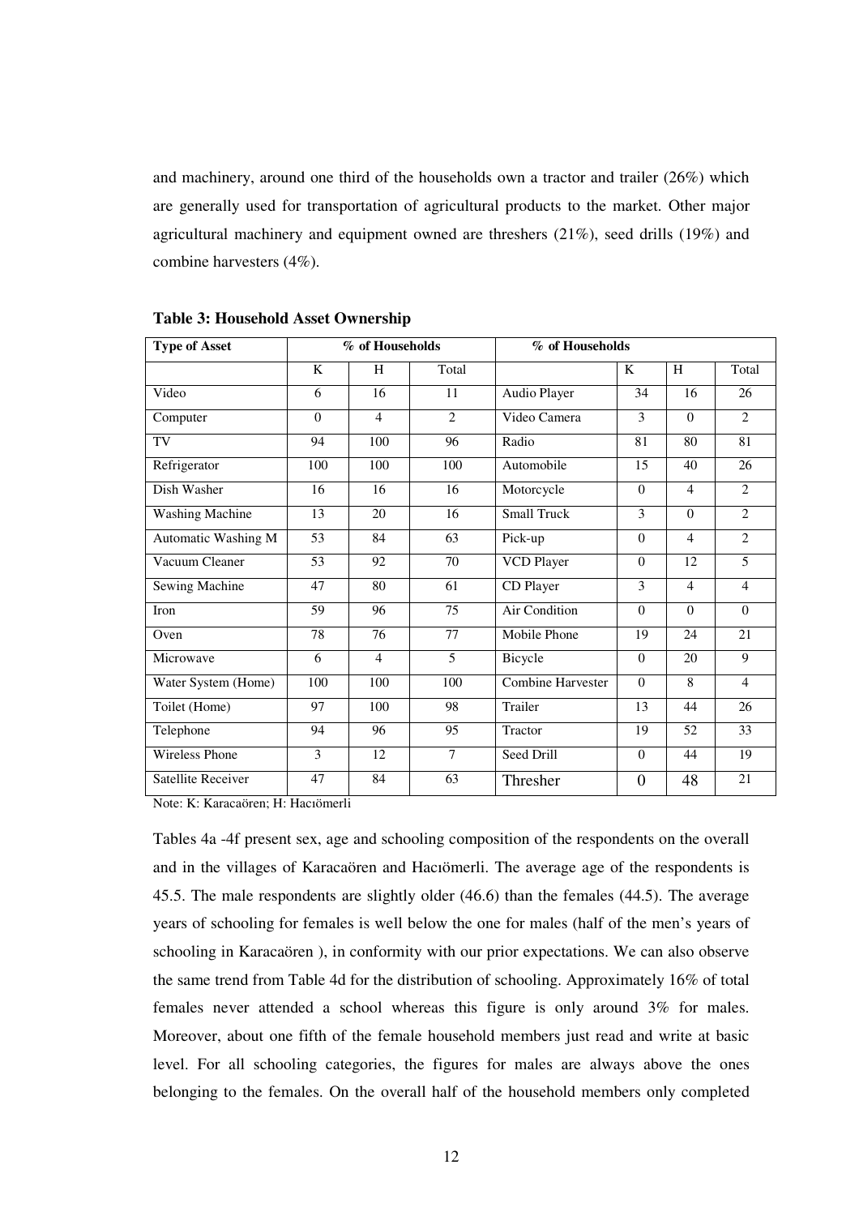and machinery, around one third of the households own a tractor and trailer (26%) which are generally used for transportation of agricultural products to the market. Other major agricultural machinery and equipment owned are threshers (21%), seed drills (19%) and combine harvesters (4%).

**Table 3: Household Asset Ownership**

| Type of Asset | % of Households | | | % of Households | | | |
|---|---|---|---|---|---|---|---|
| | K | H | Total | | K | H | Total |
| Video | 6 | 16 | 11 | Audio Player | 34 | 16 | 26 |
| Computer | 0 | 4 | 2 | Video Camera | 3 | 0 | 2 |
| TV | 94 | 100 | 96 | Radio | 81 | 80 | 81 |
| Refrigerator | 100 | 100 | 100 | Automobile | 15 | 40 | 26 |
| Dish Washer | 16 | 16 | 16 | Motorcycle | 0 | 4 | 2 |
| Washing Machine | 13 | 20 | 16 | Small Truck | 3 | 0 | 2 |
| Automatic Washing M | 53 | 84 | 63 | Pick-up | 0 | 4 | 2 |
| Vacuum Cleaner | 53 | 92 | 70 | VCD Player | 0 | 12 | 5 |
| Sewing Machine | 47 | 80 | 61 | CD Player | 3 | 4 | 4 |
| Iron | 59 | 96 | 75 | Air Condition | 0 | 0 | 0 |
| Oven | 78 | 76 | 77 | Mobile Phone | 19 | 24 | 21 |
| Microwave | 6 | 4 | 5 | Bicycle | 0 | 20 | 9 |
| Water System (Home) | 100 | 100 | 100 | Combine Harvester | 0 | 8 | 4 |
| Toilet (Home) | 97 | 100 | 98 | Trailer | 13 | 44 | 26 |
| Telephone | 94 | 96 | 95 | Tractor | 19 | 52 | 33 |
| Wireless Phone | 3 | 12 | 7 | Seed Drill | 0 | 44 | 19 |
| Satellite Receiver | 47 | 84 | 63 | Thresher | 0 | 48 | 21 |

Note: K: Karacaören; H: Hacıömerli

Tables 4a -4f present sex, age and schooling composition of the respondents on the overall and in the villages of Karacaören and Hacıömerli. The average age of the respondents is 45.5. The male respondents are slightly older (46.6) than the females (44.5). The average years of schooling for females is well below the one for males (half of the men's years of schooling in Karacaören ), in conformity with our prior expectations. We can also observe the same trend from Table 4d for the distribution of schooling. Approximately 16% of total females never attended a school whereas this figure is only around 3% for males. Moreover, about one fifth of the female household members just read and write at basic level. For all schooling categories, the figures for males are always above the ones belonging to the females. On the overall half of the household members only completed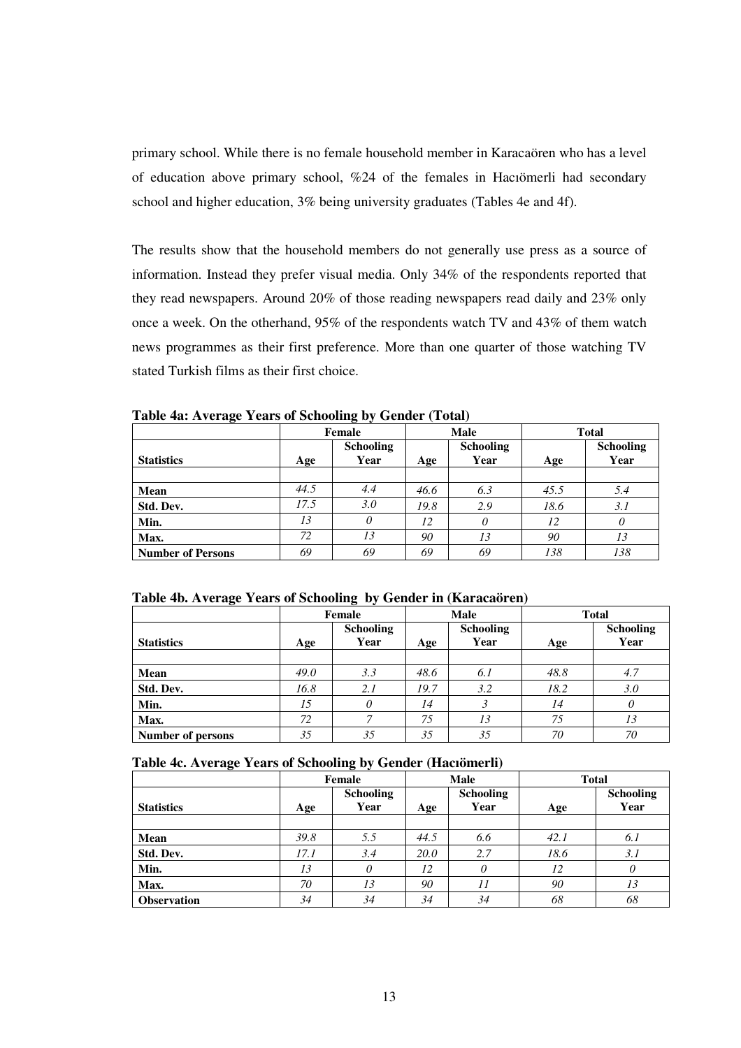primary school. While there is no female household member in Karacaören who has a level of education above primary school, %24 of the females in Hacıömerli had secondary school and higher education, 3% being university graduates (Tables 4e and 4f).

The results show that the household members do not generally use press as a source of information. Instead they prefer visual media. Only 34% of the respondents reported that they read newspapers. Around 20% of those reading newspapers read daily and 23% only once a week. On the otherhand, 95% of the respondents watch TV and 43% of them watch news programmes as their first preference. More than one quarter of those watching TV stated Turkish films as their first choice.

**Table 4a: Average Years of Schooling by Gender (Total)**

| | Female | | Male | | Total | |
|---|---|---|---|---|---|---|
| **Statistics** | **Age** | **Schooling Year** | **Age** | **Schooling Year** | **Age** | **Schooling Year** |
| | | | | | | |
| **Mean** | *44.5* | *4.4* | *46.6* | *6.3* | *45.5* | *5.4* |
| **Std. Dev.** | *17.5* | *3.0* | *19.8* | *2.9* | *18.6* | *3.1* |
| **Min.** | *13* | *0* | *12* | *0* | *12* | *0* |
| **Max.** | *72* | *13* | *90* | *13* | *90* | *13* |
| **Number of Persons** | *69* | *69* | *69* | *69* | *138* | *138* |

**Table 4b. Average Years of Schooling by Gender in (Karacaören)**

| | Female | | Male | | Total | |
|---|---|---|---|---|---|---|
| **Statistics** | **Age** | **Schooling Year** | **Age** | **Schooling Year** | **Age** | **Schooling Year** |
| | | | | | | |
| **Mean** | *49.0* | *3.3* | *48.6* | *6.1* | *48.8* | *4.7* |
| **Std. Dev.** | *16.8* | *2.1* | *19.7* | *3.2* | *18.2* | *3.0* |
| **Min.** | *15* | *0* | *14* | *3* | *14* | *0* |
| **Max.** | *72* | *7* | *75* | *13* | *75* | *13* |
| **Number of persons** | *35* | *35* | *35* | *35* | *70* | *70* |

**Table 4c. Average Years of Schooling by Gender (Hacıömerli)**

| | Female | | Male | | Total | |
|---|---|---|---|---|---|---|
| **Statistics** | **Age** | **Schooling Year** | **Age** | **Schooling Year** | **Age** | **Schooling Year** |
| | | | | | | |
| **Mean** | *39.8* | *5.5* | *44.5* | *6.6* | *42.1* | *6.1* |
| **Std. Dev.** | *17.1* | *3.4* | *20.0* | *2.7* | *18.6* | *3.1* |
| **Min.** | *13* | *0* | *12* | *0* | *12* | *0* |
| **Max.** | *70* | *13* | *90* | *11* | *90* | *13* |
| **Observation** | *34* | *34* | *34* | *34* | *68* | *68* |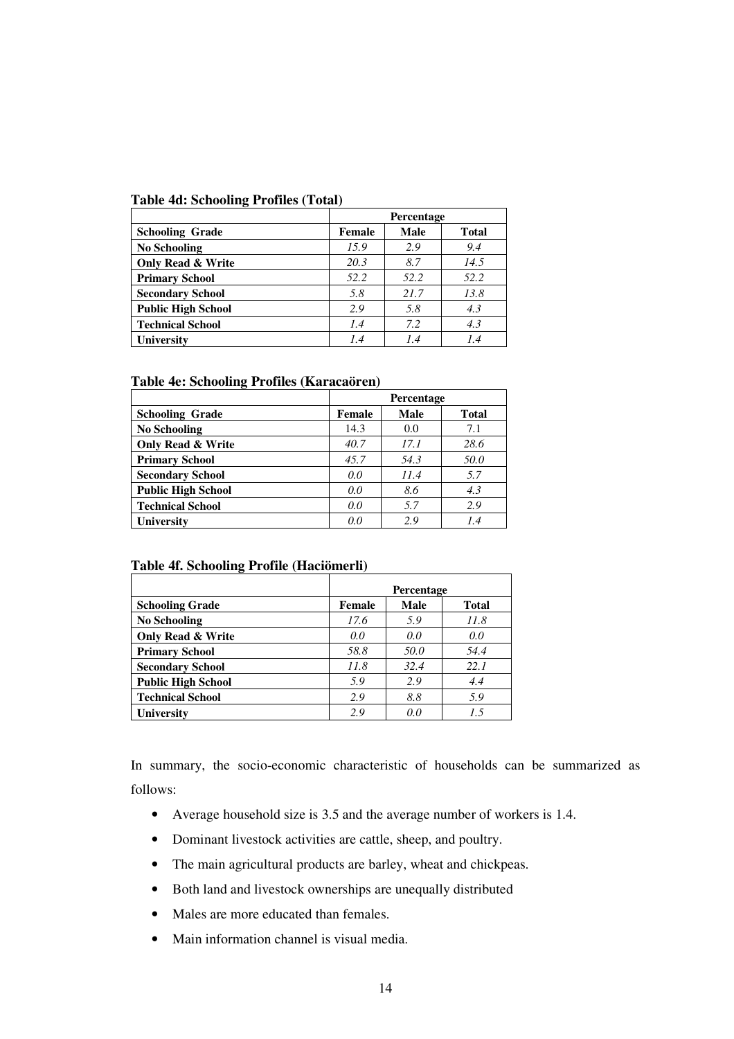**Table 4d: Schooling Profiles (Total)**

| | Percentage | | |
|---|---|---|---|
| **Schooling Grade** | **Female** | **Male** | **Total** |
| **No Schooling** | *15.9* | *2.9* | *9.4* |
| **Only Read & Write** | *20.3* | *8.7* | *14.5* |
| **Primary School** | *52.2* | *52.2* | *52.2* |
| **Secondary School** | *5.8* | *21.7* | *13.8* |
| **Public High School** | *2.9* | *5.8* | *4.3* |
| **Technical School** | *1.4* | *7.2* | *4.3* |
| **University** | *1.4* | *1.4* | *1.4* |

**Table 4e: Schooling Profiles (Karacaören)**

| | Percentage | | |
|---|---|---|---|
| **Schooling Grade** | **Female** | **Male** | **Total** |
| **No Schooling** | 14.3 | 0.0 | 7.1 |
| **Only Read & Write** | *40.7* | *17.1* | *28.6* |
| **Primary School** | *45.7* | *54.3* | *50.0* |
| **Secondary School** | *0.0* | *11.4* | *5.7* |
| **Public High School** | *0.0* | *8.6* | *4.3* |
| **Technical School** | *0.0* | *5.7* | *2.9* |
| **University** | *0.0* | *2.9* | *1.4* |

**Table 4f. Schooling Profile (Haciömerli)**

| | Percentage | | |
|---|---|---|---|
| **Schooling Grade** | **Female** | **Male** | **Total** |
| **No Schooling** | *17.6* | *5.9* | *11.8* |
| **Only Read & Write** | *0.0* | *0.0* | *0.0* |
| **Primary School** | *58.8* | *50.0* | *54.4* |
| **Secondary School** | *11.8* | *32.4* | *22.1* |
| **Public High School** | *5.9* | *2.9* | *4.4* |
| **Technical School** | *2.9* | *8.8* | *5.9* |
| **University** | *2.9* | *0.0* | *1.5* |

In summary, the socio-economic characteristic of households can be summarized as follows:

- Average household size is 3.5 and the average number of workers is 1.4.
- Dominant livestock activities are cattle, sheep, and poultry.
- The main agricultural products are barley, wheat and chickpeas.
- Both land and livestock ownerships are unequally distributed
- Males are more educated than females.
- Main information channel is visual media.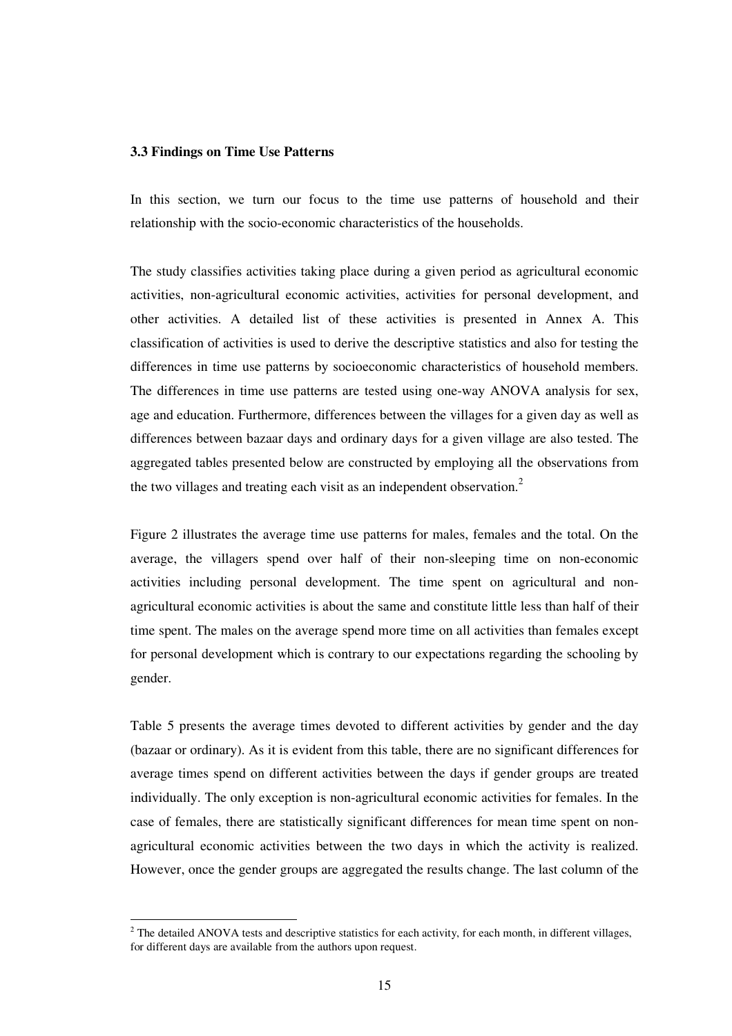### 3.3 Findings on Time Use Patterns

In this section, we turn our focus to the time use patterns of household and their relationship with the socio-economic characteristics of the households.

The study classifies activities taking place during a given period as agricultural economic activities, non-agricultural economic activities, activities for personal development, and other activities. A detailed list of these activities is presented in Annex A. This classification of activities is used to derive the descriptive statistics and also for testing the differences in time use patterns by socioeconomic characteristics of household members. The differences in time use patterns are tested using one-way ANOVA analysis for sex, age and education. Furthermore, differences between the villages for a given day as well as differences between bazaar days and ordinary days for a given village are also tested. The aggregated tables presented below are constructed by employing all the observations from the two villages and treating each visit as an independent observation.[2]

Figure 2 illustrates the average time use patterns for males, females and the total. On the average, the villagers spend over half of their non-sleeping time on non-economic activities including personal development. The time spent on agricultural and non-agricultural economic activities is about the same and constitute little less than half of their time spent. The males on the average spend more time on all activities than females except for personal development which is contrary to our expectations regarding the schooling by gender.

Table 5 presents the average times devoted to different activities by gender and the day (bazaar or ordinary). As it is evident from this table, there are no significant differences for average times spend on different activities between the days if gender groups are treated individually. The only exception is non-agricultural economic activities for females. In the case of females, there are statistically significant differences for mean time spent on non-agricultural economic activities between the two days in which the activity is realized. However, once the gender groups are aggregated the results change. The last column of the

[2] The detailed ANOVA tests and descriptive statistics for each activity, for each month, in different villages, for different days are available from the authors upon request.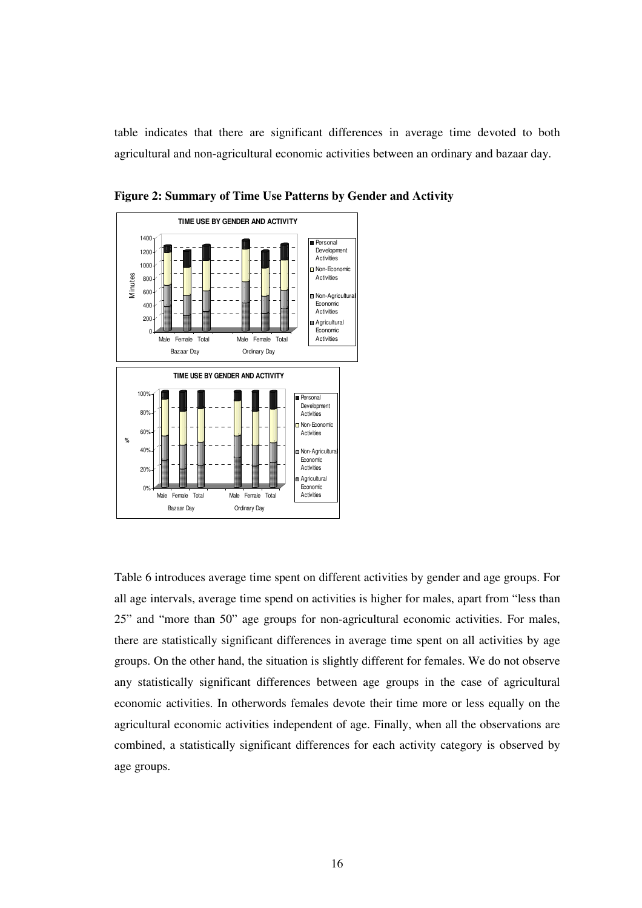table indicates that there are significant differences in average time devoted to both agricultural and non-agricultural economic activities between an ordinary and bazaar day.

**Figure 2: Summary of Time Use Patterns by Gender and Activity**

Table 6 introduces average time spent on different activities by gender and age groups. For all age intervals, average time spend on activities is higher for males, apart from "less than 25" and "more than 50" age groups for non-agricultural economic activities. For males, there are statistically significant differences in average time spent on all activities by age groups. On the other hand, the situation is slightly different for females. We do not observe any statistically significant differences between age groups in the case of agricultural economic activities. In otherwords females devote their time more or less equally on the agricultural economic activities independent of age. Finally, when all the observations are combined, a statistically significant differences for each activity category is observed by age groups.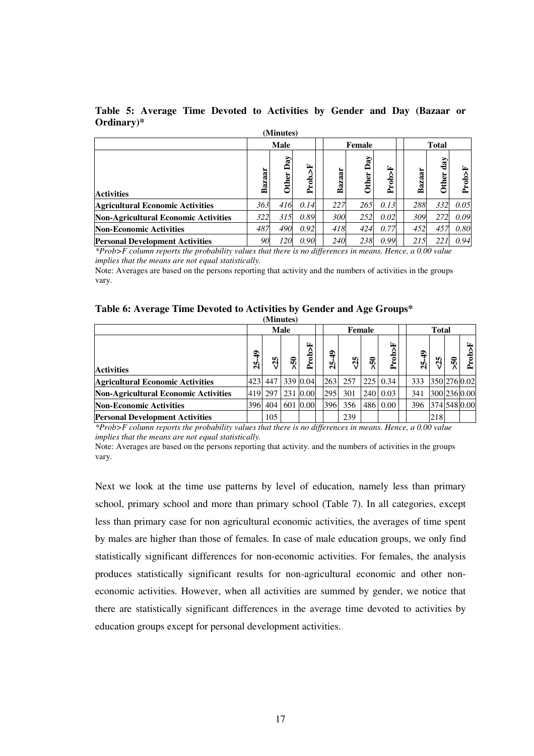**Table 5: Average Time Devoted to Activities by Gender and Day (Bazaar or Ordinary)***

(Minutes)

| | Male | | | Female | | | Total | | |
|---|---|---|---|---|---|---|---|---|---|
| **Activities** | **Bazaar** | **Other Day** | **Prob.>F** | **Bazaar** | **Other Day** | **Prob>F** | **Bazaar** | **Other day** | **Prob>F** |
| **Agricultural Economic Activities** | *363* | *416* | *0.14* | *227* | *265* | *0.13* | *288* | *332* | *0.05* |
| **Non-Agricultural Economic Activities** | *322* | *315* | *0.89* | *300* | *252* | *0.02* | *309* | *272* | *0.09* |
| **Non-Economic Activities** | *487* | *490* | *0.92* | *418* | *424* | *0.77* | *452* | *457* | *0.80* |
| **Personal Development Activities** | *90* | *120* | *0.90* | *240* | *238* | *0.99* | *215* | *221* | *0.94* |

*\*Prob>F column reports the probability values that there is no differences in means. Hence, a 0.00 value implies that the means are not equal statistically.*

Note: Averages are based on the persons reporting that activity and the numbers of activities in the groups vary.

**Table 6: Average Time Devoted to Activities by Gender and Age Groups***

(Minutes)

| | Male | | | | Female | | | | Total | | | |
|---|---|---|---|---|---|---|---|---|---|---|---|---|
| **Activities** | **25-49** | **<25** | **>50** | **Prob>F** | **25-49** | **<25** | **>50** | **Prob>F** | **25-49** | **<25** | **>50** | **Prob>F** |
| **Agricultural Economic Activities** | 423 | 447 | 339 | 0.04 | 263 | 257 | 225 | 0.34 | 333 | 350 | 276 | 0.02 |
| **Non-Agricultural Economic Activities** | 419 | 297 | 231 | 0.00 | 295 | 301 | 240 | 0.03 | 341 | 300 | 236 | 0.00 |
| **Non-Economic Activities** | 396 | 404 | 601 | 0.00 | 396 | 356 | 486 | 0.00 | 396 | 374 | 548 | 0.00 |
| **Personal Development Activities** | | 105 | | | | 239 | | | | 218 | | |

*\*Prob>F column reports the probability values that there is no differences in means. Hence, a 0.00 value implies that the means are not equal statistically.*

Note: Averages are based on the persons reporting that activity. and the numbers of activities in the groups vary.

Next we look at the time use patterns by level of education, namely less than primary school, primary school and more than primary school (Table 7). In all categories, except less than primary case for non agricultural economic activities, the averages of time spent by males are higher than those of females. In case of male education groups, we only find statistically significant differences for non-economic activities. For females, the analysis produces statistically significant results for non-agricultural economic and other non-economic activities. However, when all activities are summed by gender, we notice that there are statistically significant differences in the average time devoted to activities by education groups except for personal development activities..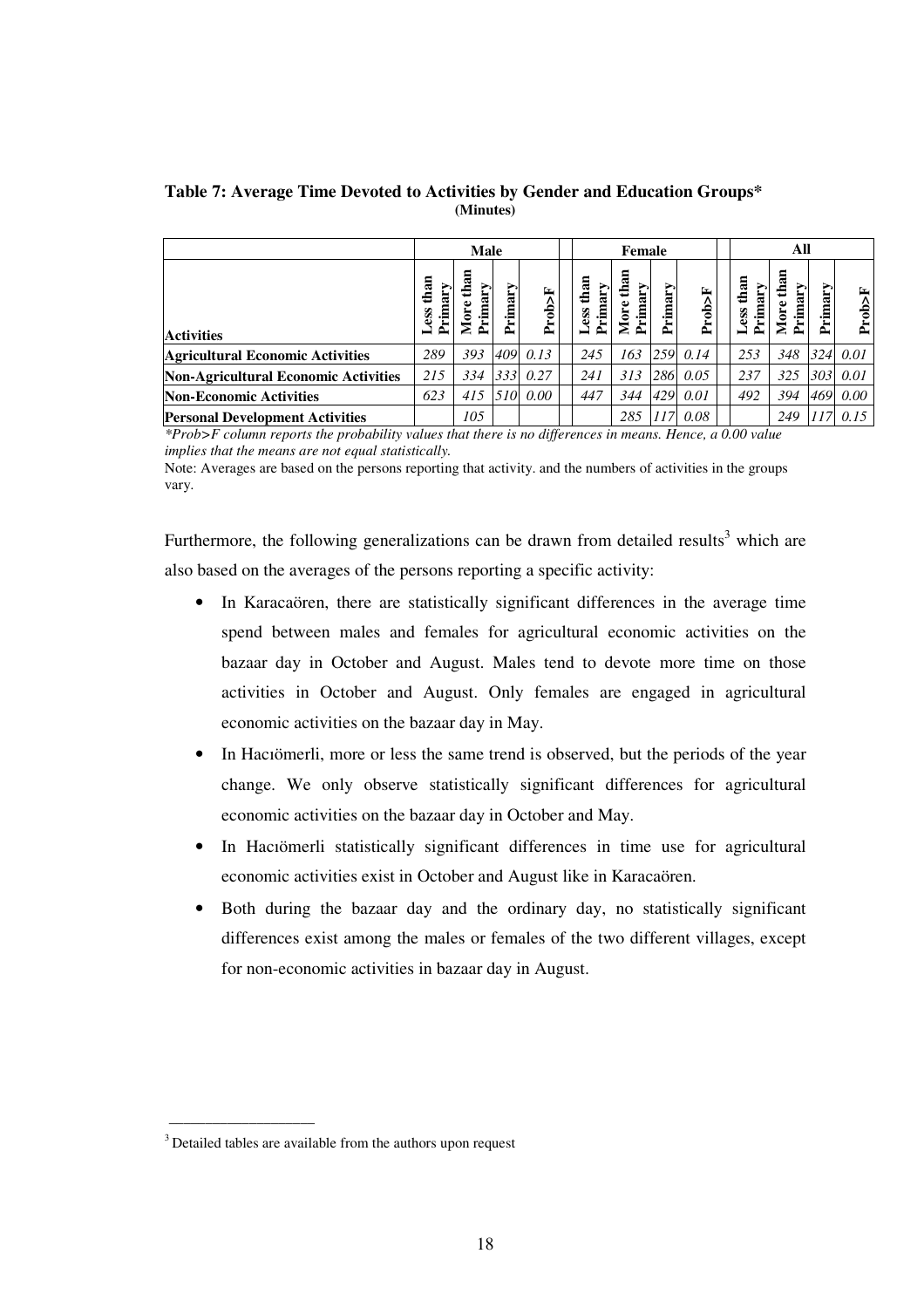**Table 7: Average Time Devoted to Activities by Gender and Education Groups***
**(Minutes)**

| | Male | | | | Female | | | | All | | | |
|---|---|---|---|---|---|---|---|---|---|---|---|---|
| **Activities** | **Less than Primary** | **More than Primary** | **Primary** | **Prob>F** | **Less than Primary** | **More than Primary** | **Primary** | **Prob>F** | **Less than Primary** | **More than Primary** | **Primary** | **Prob>F** |
| **Agricultural Economic Activities** | *289* | *393* | *409* | *0.13* | *245* | *163* | *259* | *0.14* | *253* | *348* | *324* | *0.01* |
| **Non-Agricultural Economic Activities** | *215* | *334* | *333* | *0.27* | *241* | *313* | *286* | *0.05* | *237* | *325* | *303* | *0.01* |
| **Non-Economic Activities** | *623* | *415* | *510* | *0.00* | *447* | *344* | *429* | *0.01* | *492* | *394* | *469* | *0.00* |
| **Personal Development Activities** | | *105* | | | | *285* | *117* | *0.08* | | *249* | *117* | *0.15* |

*\*Prob>F column reports the probability values that there is no differences in means. Hence, a 0.00 value implies that the means are not equal statistically.*

Note: Averages are based on the persons reporting that activity. and the numbers of activities in the groups vary.

Furthermore, the following generalizations can be drawn from detailed results[3] which are also based on the averages of the persons reporting a specific activity:

- In Karacaören, there are statistically significant differences in the average time spend between males and females for agricultural economic activities on the bazaar day in October and August. Males tend to devote more time on those activities in October and August. Only females are engaged in agricultural economic activities on the bazaar day in May.
- In Hacıömerli, more or less the same trend is observed, but the periods of the year change. We only observe statistically significant differences for agricultural economic activities on the bazaar day in October and May.
- In Hacıömerli statistically significant differences in time use for agricultural economic activities exist in October and August like in Karacaören.
- Both during the bazaar day and the ordinary day, no statistically significant differences exist among the males or females of the two different villages, except for non-economic activities in bazaar day in August.

[3] Detailed tables are available from the authors upon request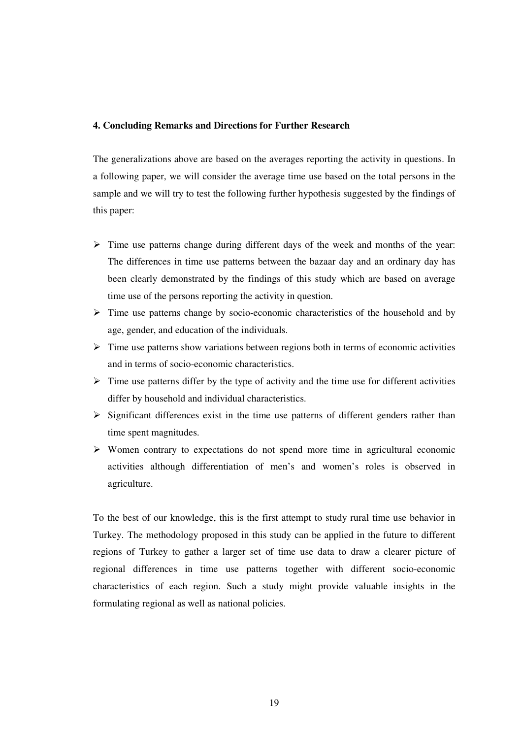## 4. Concluding Remarks and Directions for Further Research

The generalizations above are based on the averages reporting the activity in questions. In a following paper, we will consider the average time use based on the total persons in the sample and we will try to test the following further hypothesis suggested by the findings of this paper:

- Time use patterns change during different days of the week and months of the year: The differences in time use patterns between the bazaar day and an ordinary day has been clearly demonstrated by the findings of this study which are based on average time use of the persons reporting the activity in question.
- Time use patterns change by socio-economic characteristics of the household and by age, gender, and education of the individuals.
- Time use patterns show variations between regions both in terms of economic activities and in terms of socio-economic characteristics.
- Time use patterns differ by the type of activity and the time use for different activities differ by household and individual characteristics.
- Significant differences exist in the time use patterns of different genders rather than time spent magnitudes.
- Women contrary to expectations do not spend more time in agricultural economic activities although differentiation of men's and women's roles is observed in agriculture.

To the best of our knowledge, this is the first attempt to study rural time use behavior in Turkey. The methodology proposed in this study can be applied in the future to different regions of Turkey to gather a larger set of time use data to draw a clearer picture of regional differences in time use patterns together with different socio-economic characteristics of each region. Such a study might provide valuable insights in the formulating regional as well as national policies.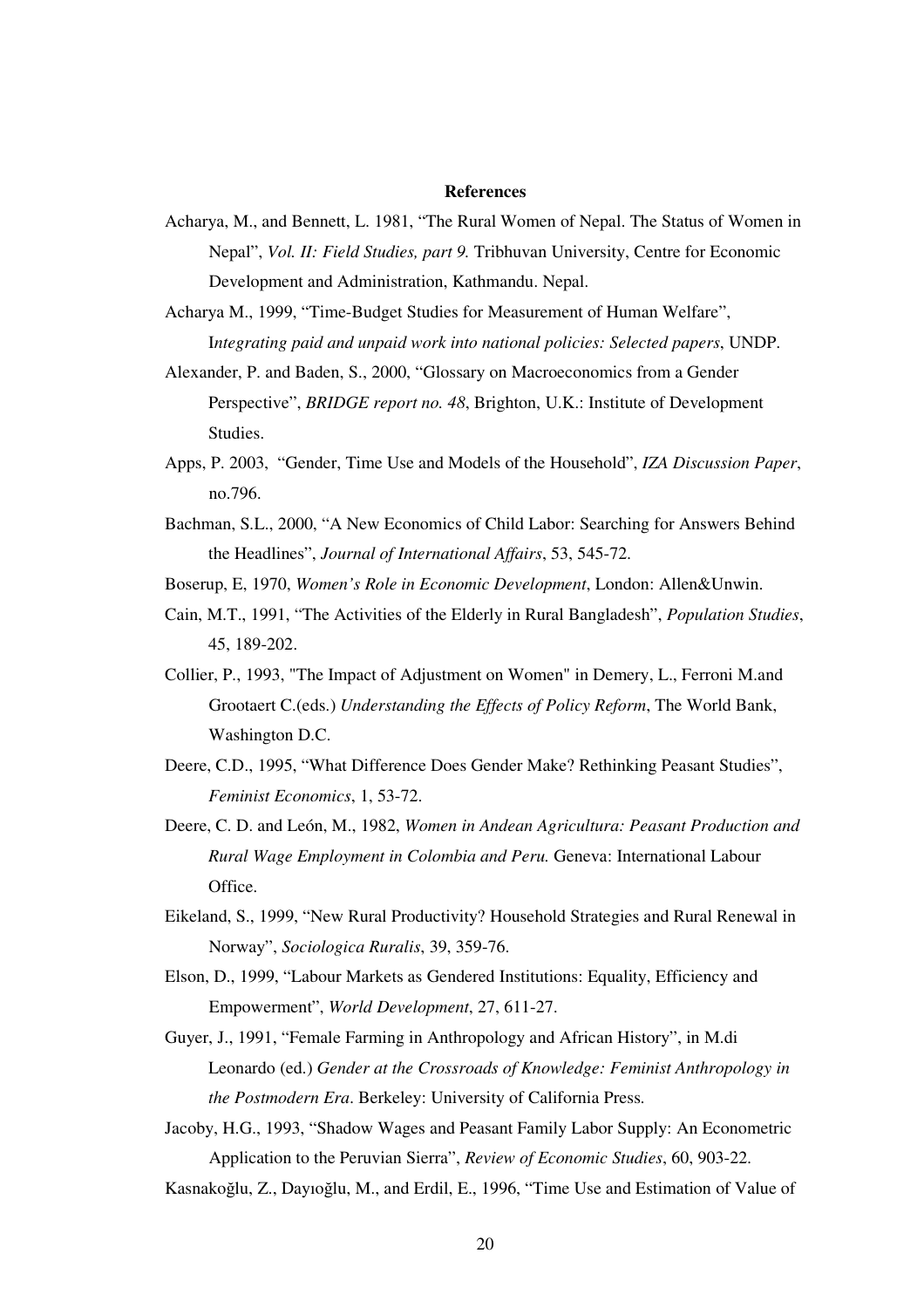**References**

Acharya, M., and Bennett, L. 1981, "The Rural Women of Nepal. The Status of Women in Nepal", *Vol. II: Field Studies, part 9.* Tribhuvan University, Centre for Economic Development and Administration, Kathmandu. Nepal.

Acharya M., 1999, "Time-Budget Studies for Measurement of Human Welfare", I*ntegrating paid and unpaid work into national policies: Selected papers*, UNDP.

Alexander, P. and Baden, S., 2000, "Glossary on Macroeconomics from a Gender Perspective", *BRIDGE report no. 48*, Brighton, U.K.: Institute of Development Studies.

Apps, P. 2003, "Gender, Time Use and Models of the Household", *IZA Discussion Paper*, no.796.

Bachman, S.L., 2000, "A New Economics of Child Labor: Searching for Answers Behind the Headlines", *Journal of International Affairs*, 53, 545-72.

Boserup, E, 1970, *Women's Role in Economic Development*, London: Allen&Unwin.

Cain, M.T., 1991, "The Activities of the Elderly in Rural Bangladesh", *Population Studies*, 45, 189-202.

Collier, P., 1993, "The Impact of Adjustment on Women" in Demery, L., Ferroni M.and Grootaert C.(eds.) *Understanding the Effects of Policy Reform*, The World Bank, Washington D.C.

Deere, C.D., 1995, "What Difference Does Gender Make? Rethinking Peasant Studies", *Feminist Economics*, 1, 53-72.

Deere, C. D. and León, M., 1982, *Women in Andean Agricultura: Peasant Production and Rural Wage Employment in Colombia and Peru.* Geneva: International Labour Office.

Eikeland, S., 1999, "New Rural Productivity? Household Strategies and Rural Renewal in Norway", *Sociologica Ruralis*, 39, 359-76.

Elson, D., 1999, "Labour Markets as Gendered Institutions: Equality, Efficiency and Empowerment", *World Development*, 27, 611-27.

Guyer, J., 1991, "Female Farming in Anthropology and African History", in M.di Leonardo (ed.) *Gender at the Crossroads of Knowledge: Feminist Anthropology in the Postmodern Era*. Berkeley: University of California Press.

Jacoby, H.G., 1993, "Shadow Wages and Peasant Family Labor Supply: An Econometric Application to the Peruvian Sierra", *Review of Economic Studies*, 60, 903-22.

Kasnakoğlu, Z., Dayıoğlu, M., and Erdil, E., 1996, "Time Use and Estimation of Value of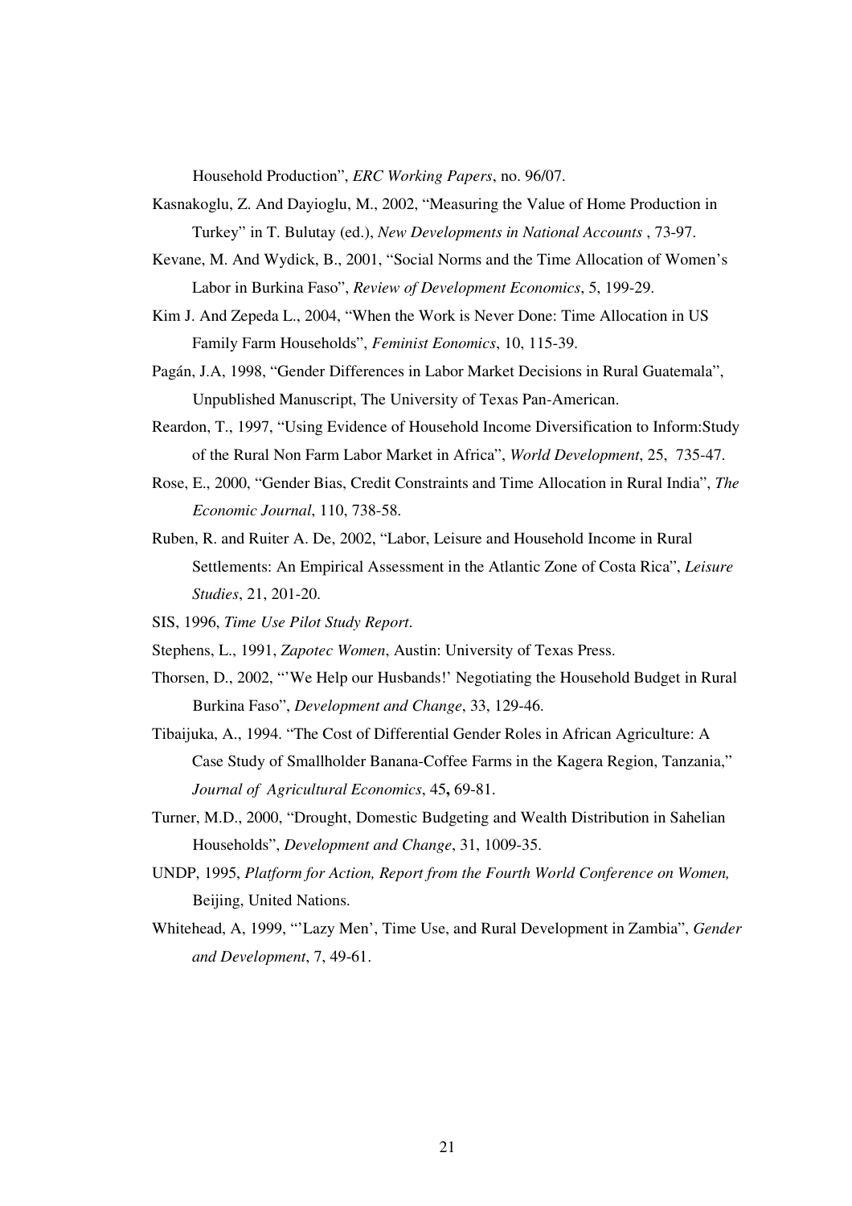Household Production", *ERC Working Papers*, no. 96/07.

Kasnakoglu, Z. And Dayioglu, M., 2002, "Measuring the Value of Home Production in Turkey" in T. Bulutay (ed.), *New Developments in National Accounts* , 73-97.

Kevane, M. And Wydick, B., 2001, "Social Norms and the Time Allocation of Women's Labor in Burkina Faso", *Review of Development Economics*, 5, 199-29.

Kim J. And Zepeda L., 2004, "When the Work is Never Done: Time Allocation in US Family Farm Households", *Feminist Eonomics*, 10, 115-39.

Pagán, J.A, 1998, "Gender Differences in Labor Market Decisions in Rural Guatemala", Unpublished Manuscript, The University of Texas Pan-American.

Reardon, T., 1997, "Using Evidence of Household Income Diversification to Inform:Study of the Rural Non Farm Labor Market in Africa", *World Development*, 25, 735-47.

Rose, E., 2000, "Gender Bias, Credit Constraints and Time Allocation in Rural India", *The Economic Journal*, 110, 738-58.

Ruben, R. and Ruiter A. De, 2002, "Labor, Leisure and Household Income in Rural Settlements: An Empirical Assessment in the Atlantic Zone of Costa Rica", *Leisure Studies*, 21, 201-20.

SIS, 1996, *Time Use Pilot Study Report*.

Stephens, L., 1991, *Zapotec Women*, Austin: University of Texas Press.

Thorsen, D., 2002, "'We Help our Husbands!' Negotiating the Household Budget in Rural Burkina Faso", *Development and Change*, 33, 129-46.

Tibaijuka, A., 1994. "The Cost of Differential Gender Roles in African Agriculture: A Case Study of Smallholder Banana-Coffee Farms in the Kagera Region, Tanzania," *Journal of Agricultural Economics*, 45**,** 69-81.

Turner, M.D., 2000, "Drought, Domestic Budgeting and Wealth Distribution in Sahelian Households", *Development and Change*, 31, 1009-35.

UNDP, 1995, *Platform for Action, Report from the Fourth World Conference on Women,* Beijing, United Nations.

Whitehead, A, 1999, "'Lazy Men', Time Use, and Rural Development in Zambia", *Gender and Development*, 7, 49-61.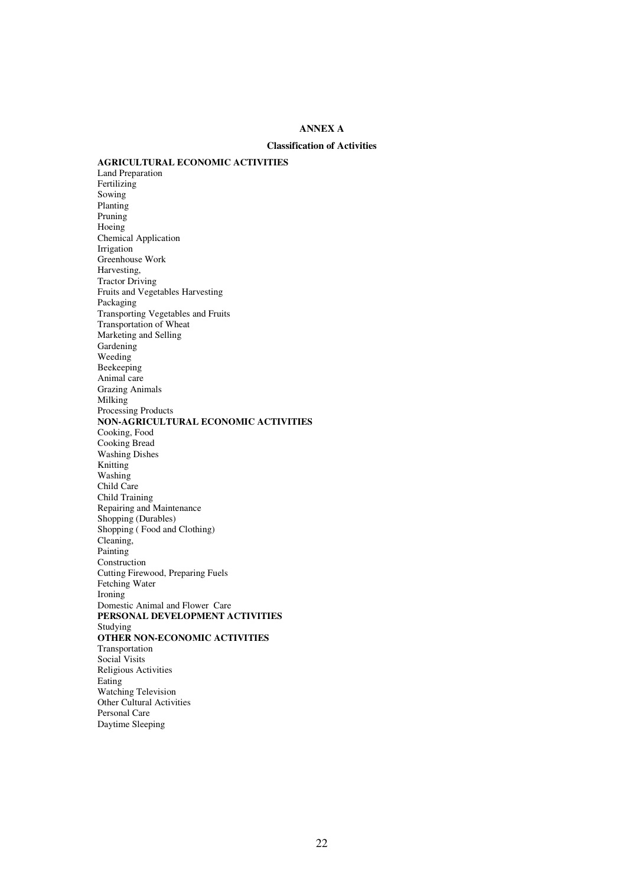# ANNEX A

## Classification of Activities

**AGRICULTURAL ECONOMIC ACTIVITIES**

Land Preparation
Fertilizing
Sowing
Planting
Pruning
Hoeing
Chemical Application
Irrigation
Greenhouse Work
Harvesting,
Tractor Driving
Fruits and Vegetables Harvesting
Packaging
Transporting Vegetables and Fruits
Transportation of Wheat
Marketing and Selling
Gardening
Weeding
Beekeeping
Animal care
Grazing Animals
Milking
Processing Products

**NON-AGRICULTURAL ECONOMIC ACTIVITIES**

Cooking, Food
Cooking Bread
Washing Dishes
Knitting
Washing
Child Care
Child Training
Repairing and Maintenance
Shopping (Durables)
Shopping ( Food and Clothing)
Cleaning,
Painting
Construction
Cutting Firewood, Preparing Fuels
Fetching Water
Ironing
Domestic Animal and Flower Care

**PERSONAL DEVELOPMENT ACTIVITIES**

Studying

**OTHER NON-ECONOMIC ACTIVITIES**

Transportation
Social Visits
Religious Activities
Eating
Watching Television
Other Cultural Activities
Personal Care
Daytime Sleeping